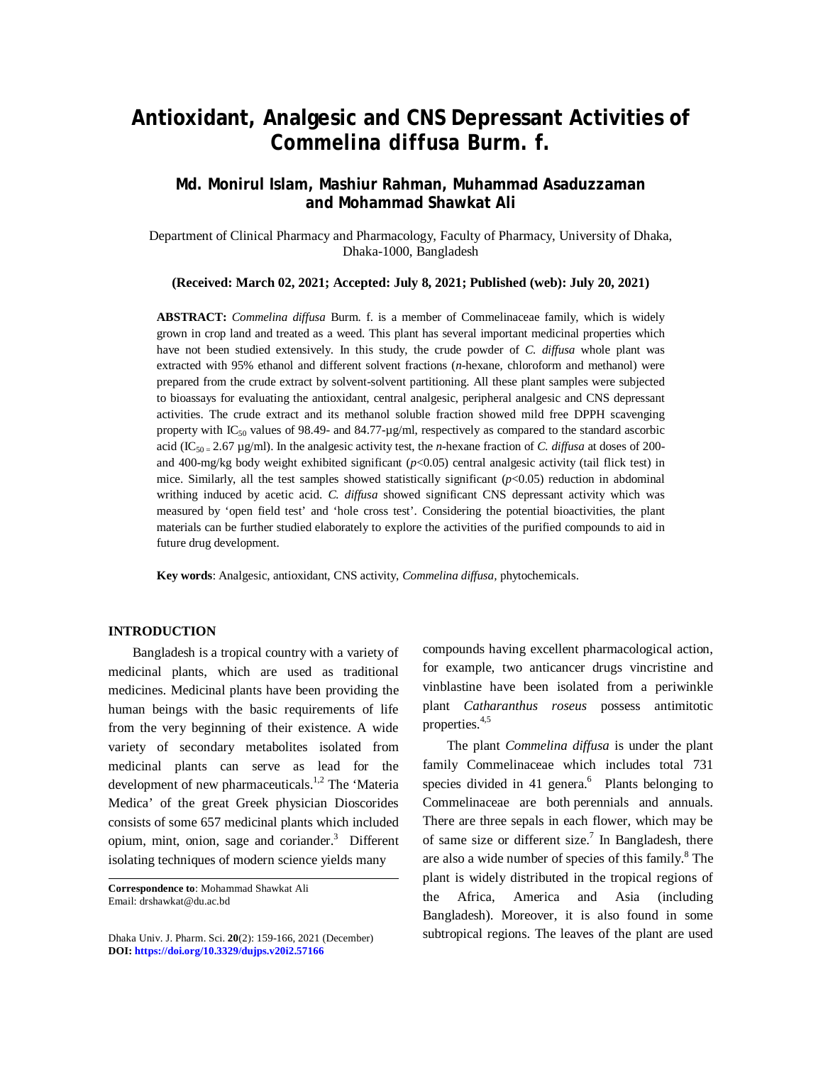# Antioxidant, Analgesic and CNS Depressant Activities of *Commelina diffusa* Burm. f.

## Md. Monirul Islam, Mashiur Rahman, Muhammad Asaduzzaman and Mohammad Shawkat Ali

Department of Clinical Pharmacy and Pharmacology, Faculty of Pharmacy, University of Dhaka, Dhaka-1000, Bangladesh

**(Received: March 02, 2021; Accepted: July 8, 2021; Published (web): July 20, 2021)**

**ABSTRACT:** *Commelina diffusa* Burm. f. is a member of Commelinaceae family, which is widely grown in crop land and treated as a weed. This plant has several important medicinal properties which have not been studied extensively. In this study, the crude powder of *C. diffusa* whole plant was extracted with 95% ethanol and different solvent fractions (*n*-hexane, chloroform and methanol) were prepared from the crude extract by solvent-solvent partitioning. All these plant samples were subjected to bioassays for evaluating the antioxidant, central analgesic, peripheral analgesic and CNS depressant activities. The crude extract and its methanol soluble fraction showed mild free DPPH scavenging property with $IC_{50}$ values of 98.49- and 84.77-µg/ml, respectively as compared to the standard ascorbic acid ($IC_{50} = 2.67$ µg/ml). In the analgesic activity test, the *n*-hexane fraction of *C. diffusa* at doses of 200- and 400-mg/kg body weight exhibited significant ($p<0.05$) central analgesic activity (tail flick test) in mice. Similarly, all the test samples showed statistically significant ($p<0.05$) reduction in abdominal writhing induced by acetic acid. *C. diffusa* showed significant CNS depressant activity which was measured by 'open field test' and 'hole cross test'. Considering the potential bioactivities, the plant materials can be further studied elaborately to explore the activities of the purified compounds to aid in future drug development.

**Key words**: Analgesic, antioxidant, CNS activity, *Commelina diffusa,* phytochemicals.

## INTRODUCTION

Bangladesh is a tropical country with a variety of medicinal plants, which are used as traditional medicines. Medicinal plants have been providing the human beings with the basic requirements of life from the very beginning of their existence. A wide variety of secondary metabolites isolated from medicinal plants can serve as lead for the development of new pharmaceuticals.[1,2] The 'Materia Medica' of the great Greek physician Dioscorides consists of some 657 medicinal plants which included opium, mint, onion, sage and coriander.[3] Different isolating techniques of modern science yields many compounds having excellent pharmacological action, for example, two anticancer drugs vincristine and vinblastine have been isolated from a periwinkle plant *Catharanthus roseus* possess antimitotic properties.[4,5]

The plant *Commelina diffusa* is under the plant family Commelinaceae which includes total 731 species divided in 41 genera.[6] Plants belonging to Commelinaceae are both perennials and annuals. There are three sepals in each flower, which may be of same size or different size.[7] In Bangladesh, there are also a wide number of species of this family.[8] The plant is widely distributed in the tropical regions of the Africa, America and Asia (including Bangladesh). Moreover, it is also found in some subtropical regions. The leaves of the plant are used

**Correspondence to**: Mohammad Shawkat Ali
Email: drshawkat@du.ac.bd

**DOI: https://doi.org/10.3329/dujps.v20i2.57166**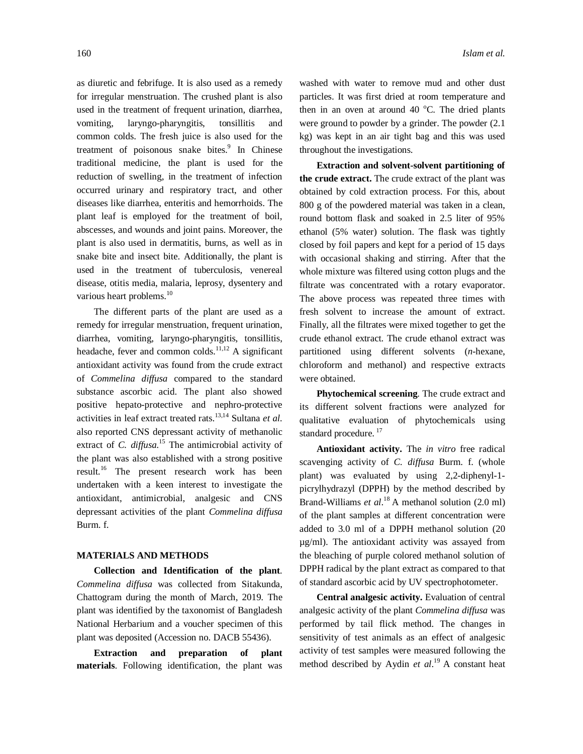as diuretic and febrifuge. It is also used as a remedy for irregular menstruation. The crushed plant is also used in the treatment of frequent urination, diarrhea, vomiting, laryngo-pharyngitis, tonsillitis and common colds. The fresh juice is also used for the treatment of poisonous snake bites.[9] In Chinese traditional medicine, the plant is used for the reduction of swelling, in the treatment of infection occurred urinary and respiratory tract, and other diseases like diarrhea, enteritis and hemorrhoids. The plant leaf is employed for the treatment of boil, abscesses, and wounds and joint pains. Moreover, the plant is also used in dermatitis, burns, as well as in snake bite and insect bite. Additionally, the plant is used in the treatment of tuberculosis, venereal disease, otitis media, malaria, leprosy, dysentery and various heart problems.[10]

The different parts of the plant are used as a remedy for irregular menstruation, frequent urination, diarrhea, vomiting, laryngo-pharyngitis, tonsillitis, headache, fever and common colds.[11,12] A significant antioxidant activity was found from the crude extract of *Commelina diffusa* compared to the standard substance ascorbic acid. The plant also showed positive hepato-protective and nephro-protective activities in leaf extract treated rats.[13,14] Sultana *et al.* also reported CNS depressant activity of methanolic extract of *C. diffusa.*[15] The antimicrobial activity of the plant was also established with a strong positive result.[16] The present research work has been undertaken with a keen interest to investigate the antioxidant, antimicrobial, analgesic and CNS depressant activities of the plant *Commelina diffusa* Burm. f.

## MATERIALS AND METHODS

**Collection and Identification of the plant**. *Commelina diffusa* was collected from Sitakunda, Chattogram during the month of March, 2019. The plant was identified by the taxonomist of Bangladesh National Herbarium and a voucher specimen of this plant was deposited (Accession no. DACB 55436).

**Extraction and preparation of plant materials**. Following identification, the plant was washed with water to remove mud and other dust particles. It was first dried at room temperature and then in an oven at around 40 $^{o}$C. The dried plants were ground to powder by a grinder. The powder (2.1 kg) was kept in an air tight bag and this was used throughout the investigations.

**Extraction and solvent-solvent partitioning of the crude extract.** The crude extract of the plant was obtained by cold extraction process. For this, about 800 g of the powdered material was taken in a clean, round bottom flask and soaked in 2.5 liter of 95% ethanol (5% water) solution. The flask was tightly closed by foil papers and kept for a period of 15 days with occasional shaking and stirring. After that the whole mixture was filtered using cotton plugs and the filtrate was concentrated with a rotary evaporator. The above process was repeated three times with fresh solvent to increase the amount of extract. Finally, all the filtrates were mixed together to get the crude ethanol extract. The crude ethanol extract was partitioned using different solvents (*n*-hexane, chloroform and methanol) and respective extracts were obtained.

**Phytochemical screening**. The crude extract and its different solvent fractions were analyzed for qualitative evaluation of phytochemicals using standard procedure.[17]

**Antioxidant activity.** The *in vitro* free radical scavenging activity of *C. diffusa* Burm. f. (whole plant) was evaluated by using 2,2-diphenyl-1-picrylhydrazyl (DPPH) by the method described by Brand-Williams *et al*.[18] A methanol solution (2.0 ml) of the plant samples at different concentration were added to 3.0 ml of a DPPH methanol solution (20 µg/ml). The antioxidant activity was assayed from the bleaching of purple colored methanol solution of DPPH radical by the plant extract as compared to that of standard ascorbic acid by UV spectrophotometer.

**Central analgesic activity.** Evaluation of central analgesic activity of the plant *Commelina diffusa* was performed by tail flick method. The changes in sensitivity of test animals as an effect of analgesic activity of test samples were measured following the method described by Aydin *et al*.[19] A constant heat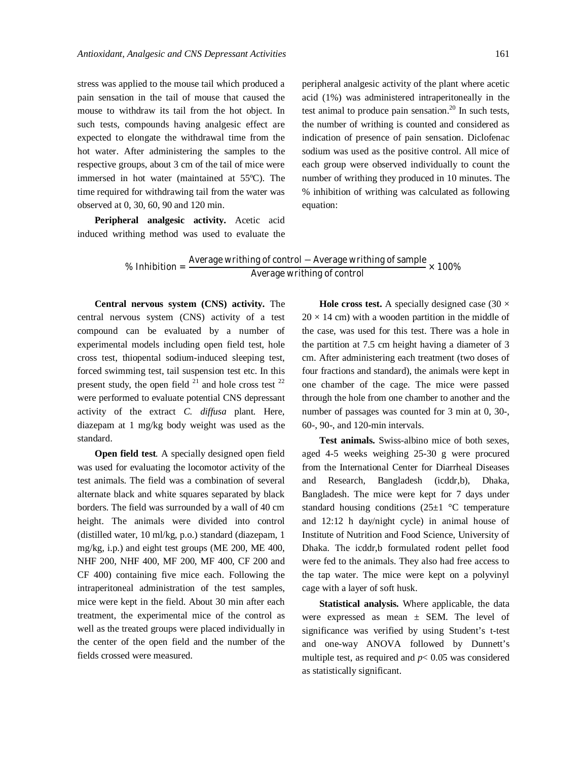stress was applied to the mouse tail which produced a pain sensation in the tail of mouse that caused the mouse to withdraw its tail from the hot object. In such tests, compounds having analgesic effect are expected to elongate the withdrawal time from the hot water. After administering the samples to the respective groups, about 3 cm of the tail of mice were immersed in hot water (maintained at 55ºC). The time required for withdrawing tail from the water was observed at 0, 30, 60, 90 and 120 min.

**Peripheral analgesic activity.** Acetic acid induced writhing method was used to evaluate the peripheral analgesic activity of the plant where acetic acid (1%) was administered intraperitoneally in the test animal to produce pain sensation.[20] In such tests, the number of writhing is counted and considered as indication of presence of pain sensation. Diclofenac sodium was used as the positive control. All mice of each group were observed individually to count the number of writhing they produced in 10 minutes. The % inhibition of writhing was calculated as following equation:

$$\%\ \text{Inhibition} = \frac{\text{Average writhing of control} - \text{Average writhing of sample}}{\text{Average writhing of control}} \times 100\%$$

**Central nervous system (CNS) activity.** The central nervous system (CNS) activity of a test compound can be evaluated by a number of experimental models including open field test, hole cross test, thiopental sodium-induced sleeping test, forced swimming test, tail suspension test etc. In this present study, the open field [21] and hole cross test [22] were performed to evaluate potential CNS depressant activity of the extract *C. diffusa* plant. Here, diazepam at 1 mg/kg body weight was used as the standard.

**Open field test**. A specially designed open field was used for evaluating the locomotor activity of the test animals. The field was a combination of several alternate black and white squares separated by black borders. The field was surrounded by a wall of 40 cm height. The animals were divided into control (distilled water, 10 ml/kg, p.o.) standard (diazepam, 1 mg/kg, i.p.) and eight test groups (ME 200, ME 400, NHF 200, NHF 400, MF 200, MF 400, CF 200 and CF 400) containing five mice each. Following the intraperitoneal administration of the test samples, mice were kept in the field. About 30 min after each treatment, the experimental mice of the control as well as the treated groups were placed individually in the center of the open field and the number of the fields crossed were measured.

**Hole cross test.** A specially designed case (30 × 20 × 14 cm) with a wooden partition in the middle of the case, was used for this test. There was a hole in the partition at 7.5 cm height having a diameter of 3 cm. After administering each treatment (two doses of four fractions and standard), the animals were kept in one chamber of the cage. The mice were passed through the hole from one chamber to another and the number of passages was counted for 3 min at 0, 30-, 60-, 90-, and 120-min intervals.

**Test animals.** Swiss-albino mice of both sexes, aged 4-5 weeks weighing 25-30 g were procured from the International Center for Diarrheal Diseases and Research, Bangladesh (icddr,b), Dhaka, Bangladesh. The mice were kept for 7 days under standard housing conditions (25±1 °C temperature and 12:12 h day/night cycle) in animal house of Institute of Nutrition and Food Science, University of Dhaka. The icddr,b formulated rodent pellet food were fed to the animals. They also had free access to the tap water. The mice were kept on a polyvinyl cage with a layer of soft husk.

**Statistical analysis.** Where applicable, the data were expressed as mean ± SEM. The level of significance was verified by using Student's t-test and one-way ANOVA followed by Dunnett's multiple test, as required and $p < 0.05$ was considered as statistically significant.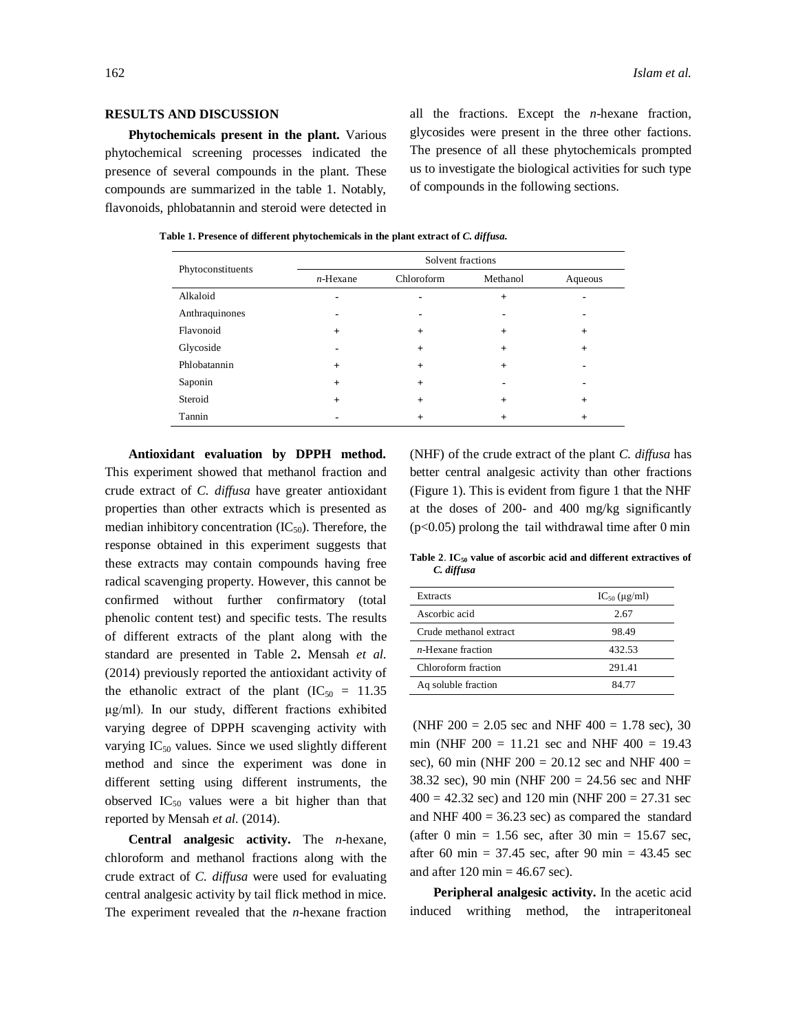## RESULTS AND DISCUSSION

**Phytochemicals present in the plant.** Various phytochemical screening processes indicated the presence of several compounds in the plant. These compounds are summarized in the table 1. Notably, flavonoids, phlobatannin and steroid were detected in all the fractions. Except the *n*-hexane fraction, glycosides were present in the three other factions. The presence of all these phytochemicals prompted us to investigate the biological activities for such type of compounds in the following sections.

**Table 1. Presence of different phytochemicals in the plant extract of *C. diffusa*.**

| Phytoconstituents | Solvent fractions | | | |
|---|---|---|---|---|
| | *n*-Hexane | Chloroform | Methanol | Aqueous |
| Alkaloid | - | - | + | - |
| Anthraquinones | - | - | - | - |
| Flavonoid | + | + | + | + |
| Glycoside | - | + | + | + |
| Phlobatannin | + | + | + | - |
| Saponin | + | + | - | - |
| Steroid | + | + | + | + |
| Tannin | - | + | + | + |

**Antioxidant evaluation by DPPH method.** This experiment showed that methanol fraction and crude extract of *C. diffusa* have greater antioxidant properties than other extracts which is presented as median inhibitory concentration ($IC_{50}$). Therefore, the response obtained in this experiment suggests that these extracts may contain compounds having free radical scavenging property. However, this cannot be confirmed without further confirmatory (total phenolic content test) and specific tests. The results of different extracts of the plant along with the standard are presented in Table 2**.** Mensah *et al.* (2014) previously reported the antioxidant activity of the ethanolic extract of the plant ($IC_{50}$ = 11.35 µg/ml). In our study, different fractions exhibited varying degree of DPPH scavenging activity with varying $IC_{50}$ values. Since we used slightly different method and since the experiment was done in different setting using different instruments, the observed $IC_{50}$ values were a bit higher than that reported by Mensah *et al.* (2014).

**Table 2**. **$IC_{50}$ value of ascorbic acid and different extractives of *C. diffusa***

| Extracts | $IC_{50}$ (µg/ml) |
|---|---|
| Ascorbic acid | 2.67 |
| Crude methanol extract | 98.49 |
| *n*-Hexane fraction | 432.53 |
| Chloroform fraction | 291.41 |
| Aq soluble fraction | 84.77 |

**Central analgesic activity.** The *n*-hexane, chloroform and methanol fractions along with the crude extract of *C. diffusa* were used for evaluating central analgesic activity by tail flick method in mice. The experiment revealed that the *n*-hexane fraction (NHF) of the crude extract of the plant *C. diffusa* has better central analgesic activity than other fractions (Figure 1). This is evident from figure 1 that the NHF at the doses of 200- and 400 mg/kg significantly ($p<0.05$) prolong the tail withdrawal time after 0 min (NHF 200 = 2.05 sec and NHF 400 = 1.78 sec), 30 min (NHF 200 = 11.21 sec and NHF 400 = 19.43 sec), 60 min (NHF 200 = 20.12 sec and NHF 400 = 38.32 sec), 90 min (NHF 200 = 24.56 sec and NHF 400 = 42.32 sec) and 120 min (NHF 200 = 27.31 sec and NHF 400 = 36.23 sec) as compared the standard (after 0 min = 1.56 sec, after 30 min = 15.67 sec, after 60 min = 37.45 sec, after 90 min = 43.45 sec and after 120 min = 46.67 sec).

**Peripheral analgesic activity.** In the acetic acid induced writhing method, the intraperitoneal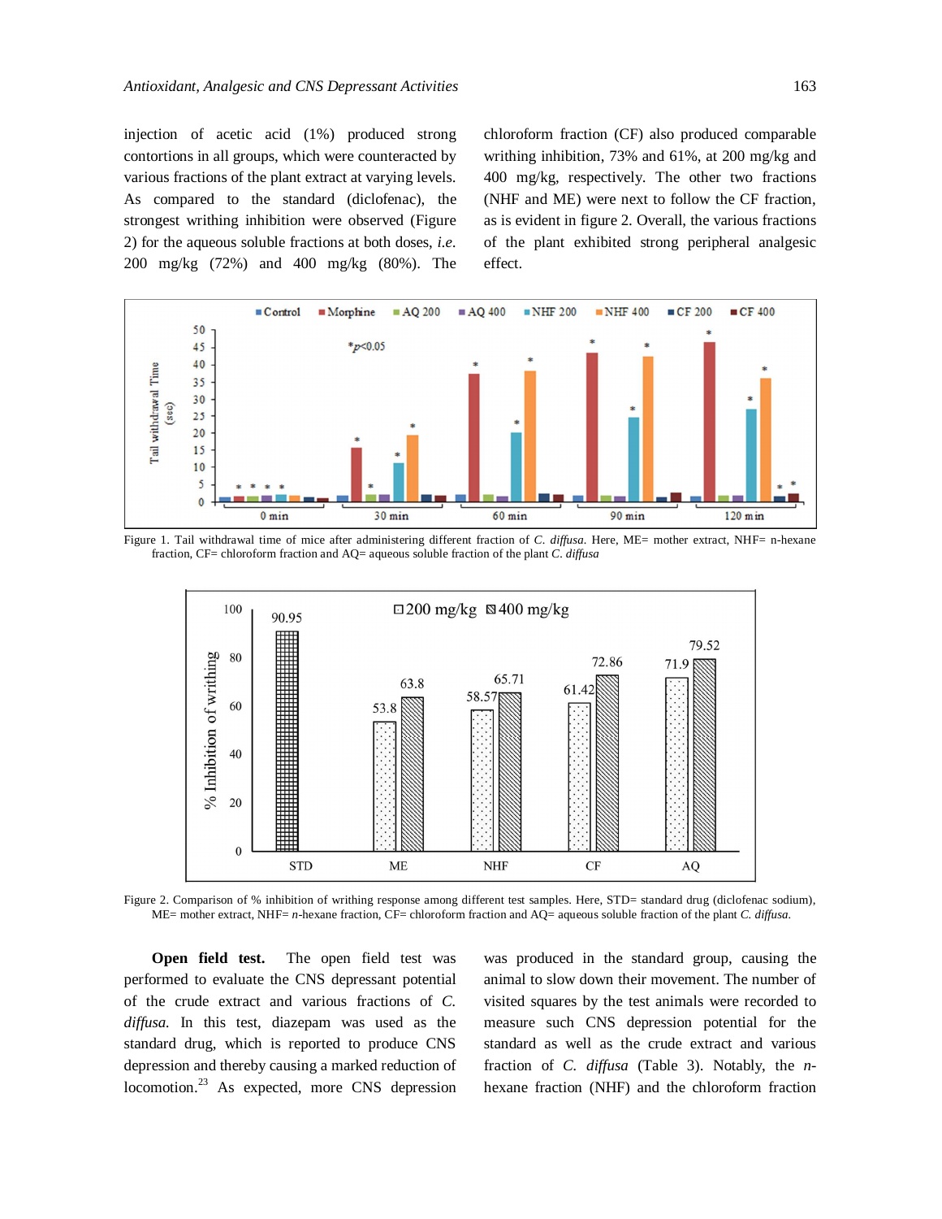injection of acetic acid (1%) produced strong contortions in all groups, which were counteracted by various fractions of the plant extract at varying levels. As compared to the standard (diclofenac), the strongest writhing inhibition were observed (Figure 2) for the aqueous soluble fractions at both doses, *i.e.* 200 mg/kg (72%) and 400 mg/kg (80%). The chloroform fraction (CF) also produced comparable writhing inhibition, 73% and 61%, at 200 mg/kg and 400 mg/kg, respectively. The other two fractions (NHF and ME) were next to follow the CF fraction, as is evident in figure 2. Overall, the various fractions of the plant exhibited strong peripheral analgesic effect.

Figure 1. Tail withdrawal time of mice after administering different fraction of *C. diffusa*. Here, ME= mother extract, NHF= n-hexane fraction, CF= chloroform fraction and AQ= aqueous soluble fraction of the plant *C. diffusa*

Figure 2. Comparison of % inhibition of writhing response among different test samples. Here, STD= standard drug (diclofenac sodium), ME= mother extract, NHF= *n*-hexane fraction, CF= chloroform fraction and AQ= aqueous soluble fraction of the plant *C. diffusa*.

**Open field test.** The open field test was performed to evaluate the CNS depressant potential of the crude extract and various fractions of *C. diffusa.* In this test, diazepam was used as the standard drug, which is reported to produce CNS depression and thereby causing a marked reduction of locomotion.[23] As expected, more CNS depression was produced in the standard group, causing the animal to slow down their movement. The number of visited squares by the test animals were recorded to measure such CNS depression potential for the standard as well as the crude extract and various fraction of *C. diffusa* (Table 3). Notably, the *n*-hexane fraction (NHF) and the chloroform fraction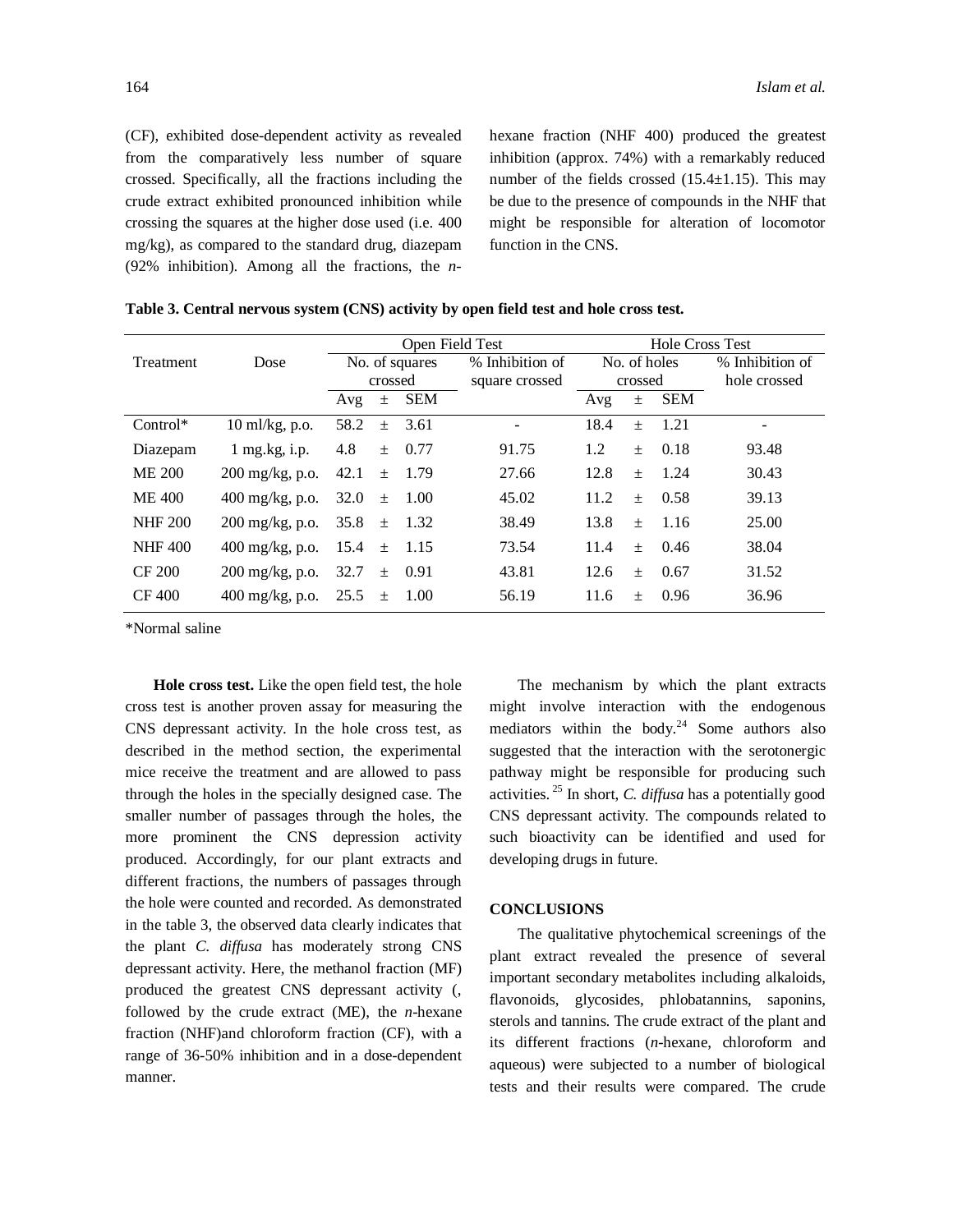(CF), exhibited dose-dependent activity as revealed from the comparatively less number of square crossed. Specifically, all the fractions including the crude extract exhibited pronounced inhibition while crossing the squares at the higher dose used (i.e. 400 mg/kg), as compared to the standard drug, diazepam (92% inhibition). Among all the fractions, the *n*-hexane fraction (NHF 400) produced the greatest inhibition (approx. 74%) with a remarkably reduced number of the fields crossed (15.4±1.15). This may be due to the presence of compounds in the NHF that might be responsible for alteration of locomotor function in the CNS.

**Table 3. Central nervous system (CNS) activity by open field test and hole cross test.**

| Treatment | Dose | Open Field Test | | | | Hole Cross Test | | | |
|---|---|---|---|---|---|---|---|---|---|
| | | No. of squares crossed | | | % Inhibition of square crossed | No. of holes crossed | | | % Inhibition of hole crossed |
| | | Avg | ± | SEM | | Avg | ± | SEM | |
| Control* | 10 ml/kg, p.o. | 58.2 | ± | 3.61 | - | 18.4 | ± | 1.21 | - |
| Diazepam | 1 mg.kg, i.p. | 4.8 | ± | 0.77 | 91.75 | 1.2 | ± | 0.18 | 93.48 |
| ME 200 | 200 mg/kg, p.o. | 42.1 | ± | 1.79 | 27.66 | 12.8 | ± | 1.24 | 30.43 |
| ME 400 | 400 mg/kg, p.o. | 32.0 | ± | 1.00 | 45.02 | 11.2 | ± | 0.58 | 39.13 |
| NHF 200 | 200 mg/kg, p.o. | 35.8 | ± | 1.32 | 38.49 | 13.8 | ± | 1.16 | 25.00 |
| NHF 400 | 400 mg/kg, p.o. | 15.4 | ± | 1.15 | 73.54 | 11.4 | ± | 0.46 | 38.04 |
| CF 200 | 200 mg/kg, p.o. | 32.7 | ± | 0.91 | 43.81 | 12.6 | ± | 0.67 | 31.52 |
| CF 400 | 400 mg/kg, p.o. | 25.5 | ± | 1.00 | 56.19 | 11.6 | ± | 0.96 | 36.96 |

*Normal saline

**Hole cross test.** Like the open field test, the hole cross test is another proven assay for measuring the CNS depressant activity. In the hole cross test, as described in the method section, the experimental mice receive the treatment and are allowed to pass through the holes in the specially designed case. The smaller number of passages through the holes, the more prominent the CNS depression activity produced. Accordingly, for our plant extracts and different fractions, the numbers of passages through the hole were counted and recorded. As demonstrated in the table 3, the observed data clearly indicates that the plant *C. diffusa* has moderately strong CNS depressant activity. Here, the methanol fraction (MF) produced the greatest CNS depressant activity (, followed by the crude extract (ME), the *n*-hexane fraction (NHF)and chloroform fraction (CF), with a range of 36-50% inhibition and in a dose-dependent manner.

The mechanism by which the plant extracts might involve interaction with the endogenous mediators within the body.[24] Some authors also suggested that the interaction with the serotonergic pathway might be responsible for producing such activities.[25] In short, *C. diffusa* has a potentially good CNS depressant activity. The compounds related to such bioactivity can be identified and used for developing drugs in future.

## CONCLUSIONS

The qualitative phytochemical screenings of the plant extract revealed the presence of several important secondary metabolites including alkaloids, flavonoids, glycosides, phlobatannins, saponins, sterols and tannins. The crude extract of the plant and its different fractions (*n*-hexane, chloroform and aqueous) were subjected to a number of biological tests and their results were compared. The crude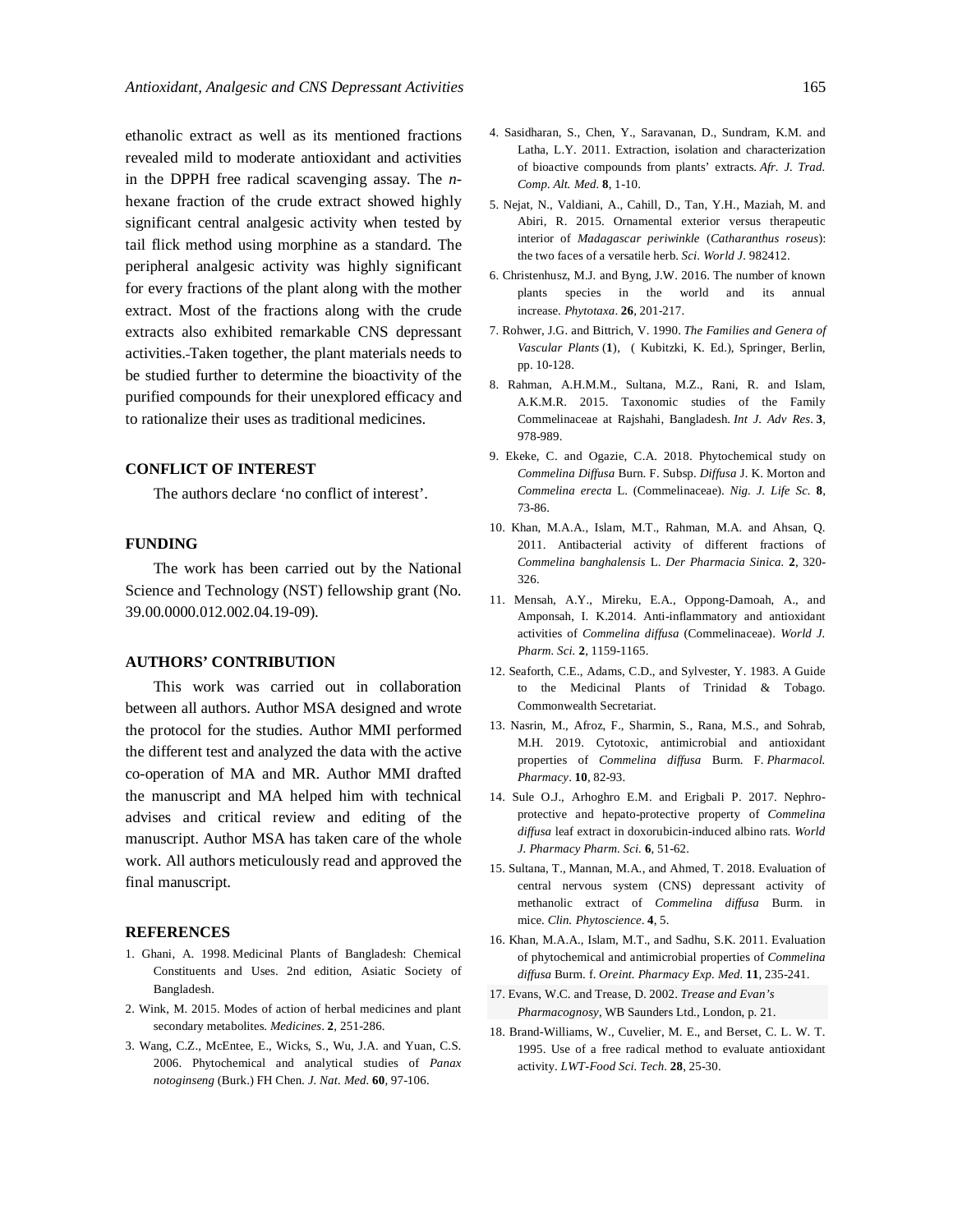ethanolic extract as well as its mentioned fractions revealed mild to moderate antioxidant and activities in the DPPH free radical scavenging assay. The *n*-hexane fraction of the crude extract showed highly significant central analgesic activity when tested by tail flick method using morphine as a standard. The peripheral analgesic activity was highly significant for every fractions of the plant along with the mother extract. Most of the fractions along with the crude extracts also exhibited remarkable CNS depressant activities. Taken together, the plant materials needs to be studied further to determine the bioactivity of the purified compounds for their unexplored efficacy and to rationalize their uses as traditional medicines.

## CONFLICT OF INTEREST

The authors declare 'no conflict of interest'.

## FUNDING

The work has been carried out by the National Science and Technology (NST) fellowship grant (No. 39.00.0000.012.002.04.19-09).

## AUTHORS' CONTRIBUTION

This work was carried out in collaboration between all authors. Author MSA designed and wrote the protocol for the studies. Author MMI performed the different test and analyzed the data with the active co-operation of MA and MR. Author MMI drafted the manuscript and MA helped him with technical advises and critical review and editing of the manuscript. Author MSA has taken care of the whole work. All authors meticulously read and approved the final manuscript.

## REFERENCES

1. Ghani, A. 1998. Medicinal Plants of Bangladesh: Chemical Constituents and Uses. 2nd edition, Asiatic Society of Bangladesh.
2. Wink, M. 2015. Modes of action of herbal medicines and plant secondary metabolites. *Medicines*. **2**, 251-286.
3. Wang, C.Z., McEntee, E., Wicks, S., Wu, J.A. and Yuan, C.S. 2006. Phytochemical and analytical studies of *Panax notoginseng* (Burk.) FH Chen. *J. Nat. Med.* **60**, 97-106.
4. Sasidharan, S., Chen, Y., Saravanan, D., Sundram, K.M. and Latha, L.Y. 2011. Extraction, isolation and characterization of bioactive compounds from plants' extracts. *Afr. J. Trad. Comp. Alt. Med.* **8**, 1-10.
5. Nejat, N., Valdiani, A., Cahill, D., Tan, Y.H., Maziah, M. and Abiri, R. 2015. Ornamental exterior versus therapeutic interior of *Madagascar periwinkle* (*Catharanthus roseus*): the two faces of a versatile herb. *Sci. World J*. 982412.
6. Christenhusz, M.J. and Byng, J.W. 2016. The number of known plants species in the world and its annual increase. *Phytotaxa*. **26**, 201-217.
7. Rohwer, J.G. and Bittrich, V. 1990. *The Families and Genera of Vascular Plants* (**1**), ( Kubitzki, K. Ed.), Springer, Berlin, pp. 10-128.
8. Rahman, A.H.M.M., Sultana, M.Z., Rani, R. and Islam, A.K.M.R. 2015. Taxonomic studies of the Family Commelinaceae at Rajshahi, Bangladesh. *Int J. Adv Res*. **3**, 978-989.
9. Ekeke, C. and Ogazie, C.A. 2018. Phytochemical study on *Commelina Diffusa* Burn. F. Subsp. *Diffusa* J. K. Morton and *Commelina erecta* L. (Commelinaceae). *Nig. J. Life Sc.* **8**, 73-86.
10. Khan, M.A.A., Islam, M.T., Rahman, M.A. and Ahsan, Q. 2011. Antibacterial activity of different fractions of *Commelina banghalensis* L. *Der Pharmacia Sinica.* **2**, 320-326.
11. Mensah, A.Y., Mireku, E.A., Oppong-Damoah, A., and Amponsah, I. K.2014. Anti-inflammatory and antioxidant activities of *Commelina diffusa* (Commelinaceae). *World J. Pharm. Sci.* **2**, 1159-1165.
12. Seaforth, C.E., Adams, C.D., and Sylvester, Y. 1983. A Guide to the Medicinal Plants of Trinidad & Tobago. Commonwealth Secretariat.
13. Nasrin, M., Afroz, F., Sharmin, S., Rana, M.S., and Sohrab, M.H. 2019. Cytotoxic, antimicrobial and antioxidant properties of *Commelina diffusa* Burm. F. *Pharmacol. Pharmacy*. **10**, 82-93.
14. Sule O.J., Arhoghro E.M. and Erigbali P. 2017. Nephro-protective and hepato-protective property of *Commelina diffusa* leaf extract in doxorubicin-induced albino rats. *World J. Pharmacy Pharm. Sci.* **6**, 51-62.
15. Sultana, T., Mannan, M.A., and Ahmed, T. 2018. Evaluation of central nervous system (CNS) depressant activity of methanolic extract of *Commelina diffusa* Burm. in mice. *Clin. Phytoscience*. **4**, 5.
16. Khan, M.A.A., Islam, M.T., and Sadhu, S.K. 2011. Evaluation of phytochemical and antimicrobial properties of *Commelina diffusa* Burm. f. *Oreint. Pharmacy Exp. Med.* **11**, 235-241.
17. Evans, W.C. and Trease, D. 2002. *Trease and Evan's Pharmacognosy*, WB Saunders Ltd., London, p. 21.
18. Brand-Williams, W., Cuvelier, M. E., and Berset, C. L. W. T. 1995. Use of a free radical method to evaluate antioxidant activity. *LWT-Food Sci. Tech.* **28**, 25-30.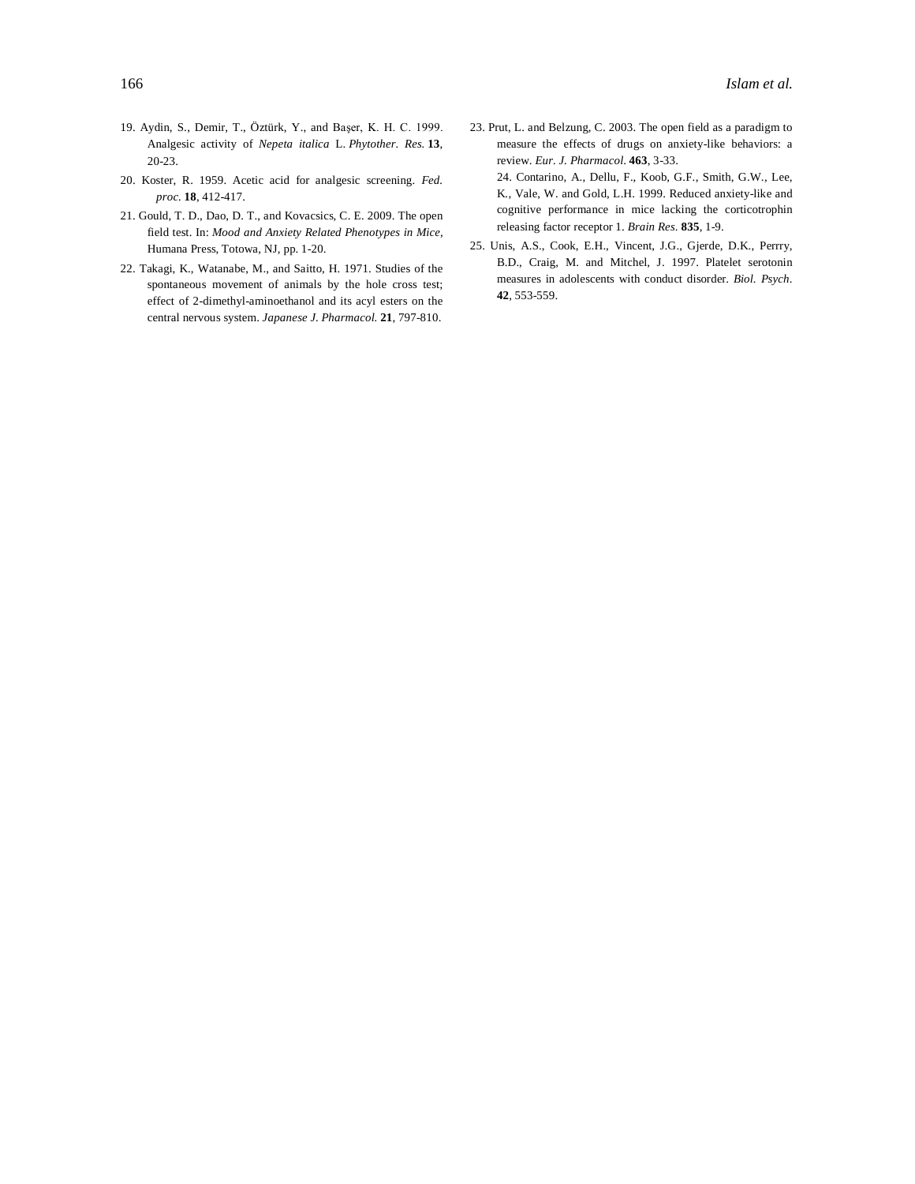19. Aydin, S., Demir, T., Öztürk, Y., and Başer, K. H. C. 1999. Analgesic activity of *Nepeta italica* L. *Phytother. Res.* **13**, 20-23.

20. Koster, R. 1959. Acetic acid for analgesic screening. *Fed. proc.* **18**, 412-417.

21. Gould, T. D., Dao, D. T., and Kovacsics, C. E. 2009. The open field test. In: *Mood and Anxiety Related Phenotypes in Mice*, Humana Press, Totowa, NJ, pp. 1-20.

22. Takagi, K., Watanabe, M., and Saitto, H. 1971. Studies of the spontaneous movement of animals by the hole cross test; effect of 2-dimethyl-aminoethanol and its acyl esters on the central nervous system. *Japanese J. Pharmacol.* **21**, 797-810.

23. Prut, L. and Belzung, C. 2003. The open field as a paradigm to measure the effects of drugs on anxiety-like behaviors: a review. *Eur. J. Pharmacol.* **463**, 3-33.

24. Contarino, A., Dellu, F., Koob, G.F., Smith, G.W., Lee, K., Vale, W. and Gold, L.H. 1999. Reduced anxiety-like and cognitive performance in mice lacking the corticotrophin releasing factor receptor 1. *Brain Res.* **835**, 1-9.

25. Unis, A.S., Cook, E.H., Vincent, J.G., Gjerde, D.K., Perrry, B.D., Craig, M. and Mitchel, J. 1997. Platelet serotonin measures in adolescents with conduct disorder. *Biol. Psych.* **42**, 553-559.